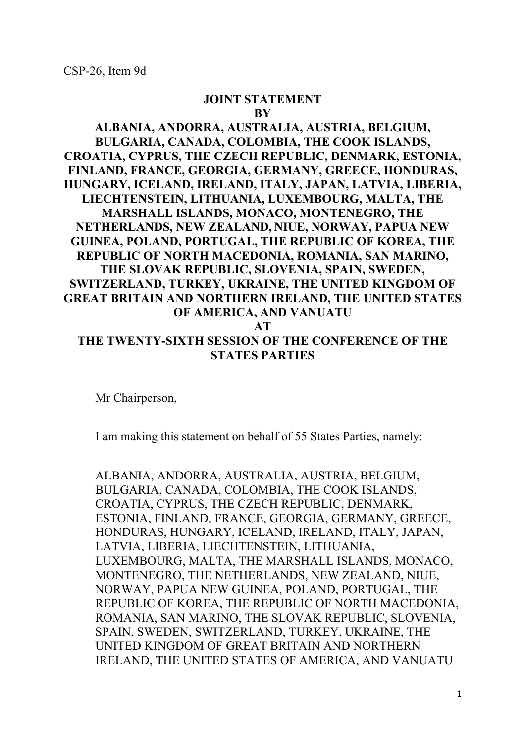CSP-26, Item 9d

# JOINT STATEMENT
# BY
# ALBANIA, ANDORRA, AUSTRALIA, AUSTRIA, BELGIUM, BULGARIA, CANADA, COLOMBIA, THE COOK ISLANDS, CROATIA, CYPRUS, THE CZECH REPUBLIC, DENMARK, ESTONIA, FINLAND, FRANCE, GEORGIA, GERMANY, GREECE, HONDURAS, HUNGARY, ICELAND, IRELAND, ITALY, JAPAN, LATVIA, LIBERIA, LIECHTENSTEIN, LITHUANIA, LUXEMBOURG, MALTA, THE MARSHALL ISLANDS, MONACO, MONTENEGRO, THE NETHERLANDS, NEW ZEALAND, NIUE, NORWAY, PAPUA NEW GUINEA, POLAND, PORTUGAL, THE REPUBLIC OF KOREA, THE REPUBLIC OF NORTH MACEDONIA, ROMANIA, SAN MARINO, THE SLOVAK REPUBLIC, SLOVENIA, SPAIN, SWEDEN, SWITZERLAND, TURKEY, UKRAINE, THE UNITED KINGDOM OF GREAT BRITAIN AND NORTHERN IRELAND, THE UNITED STATES OF AMERICA, AND VANUATU
# AT
# THE TWENTY-SIXTH SESSION OF THE CONFERENCE OF THE STATES PARTIES

Mr Chairperson,

I am making this statement on behalf of 55 States Parties, namely:

ALBANIA, ANDORRA, AUSTRALIA, AUSTRIA, BELGIUM, BULGARIA, CANADA, COLOMBIA, THE COOK ISLANDS, CROATIA, CYPRUS, THE CZECH REPUBLIC, DENMARK, ESTONIA, FINLAND, FRANCE, GEORGIA, GERMANY, GREECE, HONDURAS, HUNGARY, ICELAND, IRELAND, ITALY, JAPAN, LATVIA, LIBERIA, LIECHTENSTEIN, LITHUANIA, LUXEMBOURG, MALTA, THE MARSHALL ISLANDS, MONACO, MONTENEGRO, THE NETHERLANDS, NEW ZEALAND, NIUE, NORWAY, PAPUA NEW GUINEA, POLAND, PORTUGAL, THE REPUBLIC OF KOREA, THE REPUBLIC OF NORTH MACEDONIA, ROMANIA, SAN MARINO, THE SLOVAK REPUBLIC, SLOVENIA, SPAIN, SWEDEN, SWITZERLAND, TURKEY, UKRAINE, THE UNITED KINGDOM OF GREAT BRITAIN AND NORTHERN IRELAND, THE UNITED STATES OF AMERICA, AND VANUATU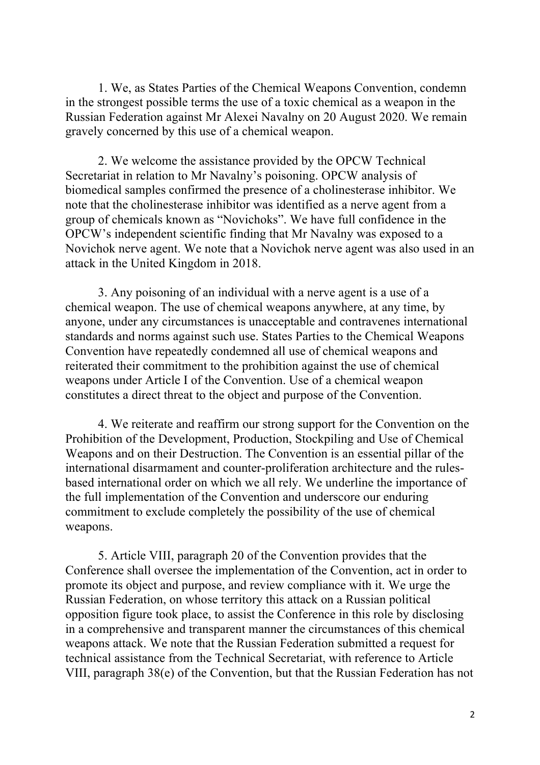1. We, as States Parties of the Chemical Weapons Convention, condemn in the strongest possible terms the use of a toxic chemical as a weapon in the Russian Federation against Mr Alexei Navalny on 20 August 2020. We remain gravely concerned by this use of a chemical weapon.

2. We welcome the assistance provided by the OPCW Technical Secretariat in relation to Mr Navalny's poisoning. OPCW analysis of biomedical samples confirmed the presence of a cholinesterase inhibitor. We note that the cholinesterase inhibitor was identified as a nerve agent from a group of chemicals known as "Novichoks". We have full confidence in the OPCW's independent scientific finding that Mr Navalny was exposed to a Novichok nerve agent. We note that a Novichok nerve agent was also used in an attack in the United Kingdom in 2018.

3. Any poisoning of an individual with a nerve agent is a use of a chemical weapon. The use of chemical weapons anywhere, at any time, by anyone, under any circumstances is unacceptable and contravenes international standards and norms against such use. States Parties to the Chemical Weapons Convention have repeatedly condemned all use of chemical weapons and reiterated their commitment to the prohibition against the use of chemical weapons under Article I of the Convention. Use of a chemical weapon constitutes a direct threat to the object and purpose of the Convention.

4. We reiterate and reaffirm our strong support for the Convention on the Prohibition of the Development, Production, Stockpiling and Use of Chemical Weapons and on their Destruction. The Convention is an essential pillar of the international disarmament and counter-proliferation architecture and the rules-based international order on which we all rely. We underline the importance of the full implementation of the Convention and underscore our enduring commitment to exclude completely the possibility of the use of chemical weapons.

5. Article VIII, paragraph 20 of the Convention provides that the Conference shall oversee the implementation of the Convention, act in order to promote its object and purpose, and review compliance with it. We urge the Russian Federation, on whose territory this attack on a Russian political opposition figure took place, to assist the Conference in this role by disclosing in a comprehensive and transparent manner the circumstances of this chemical weapons attack. We note that the Russian Federation submitted a request for technical assistance from the Technical Secretariat, with reference to Article VIII, paragraph 38(e) of the Convention, but that the Russian Federation has not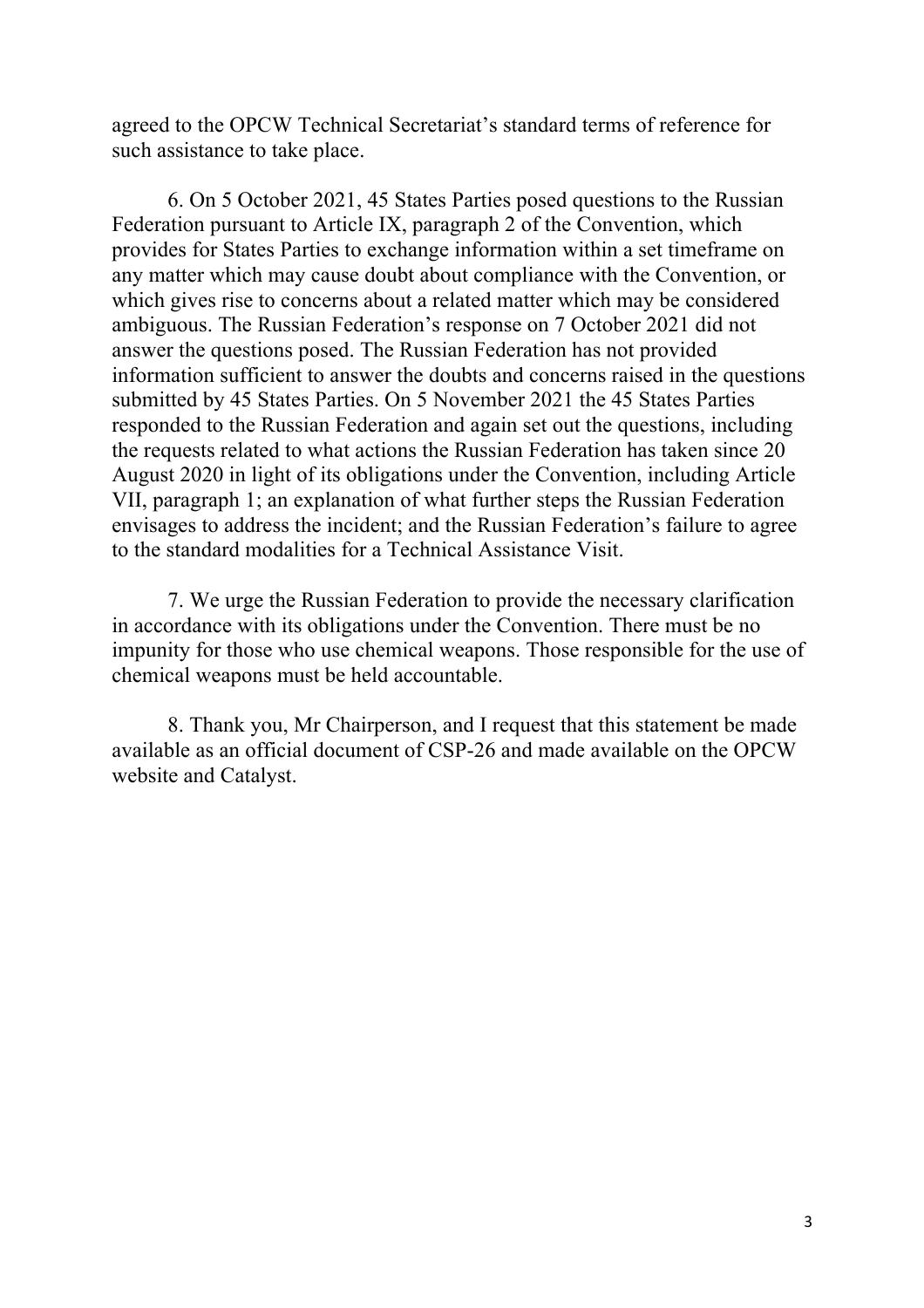agreed to the OPCW Technical Secretariat's standard terms of reference for such assistance to take place.

6. On 5 October 2021, 45 States Parties posed questions to the Russian Federation pursuant to Article IX, paragraph 2 of the Convention, which provides for States Parties to exchange information within a set timeframe on any matter which may cause doubt about compliance with the Convention, or which gives rise to concerns about a related matter which may be considered ambiguous. The Russian Federation's response on 7 October 2021 did not answer the questions posed. The Russian Federation has not provided information sufficient to answer the doubts and concerns raised in the questions submitted by 45 States Parties. On 5 November 2021 the 45 States Parties responded to the Russian Federation and again set out the questions, including the requests related to what actions the Russian Federation has taken since 20 August 2020 in light of its obligations under the Convention, including Article VII, paragraph 1; an explanation of what further steps the Russian Federation envisages to address the incident; and the Russian Federation's failure to agree to the standard modalities for a Technical Assistance Visit.

7. We urge the Russian Federation to provide the necessary clarification in accordance with its obligations under the Convention. There must be no impunity for those who use chemical weapons. Those responsible for the use of chemical weapons must be held accountable.

8. Thank you, Mr Chairperson, and I request that this statement be made available as an official document of CSP-26 and made available on the OPCW website and Catalyst.